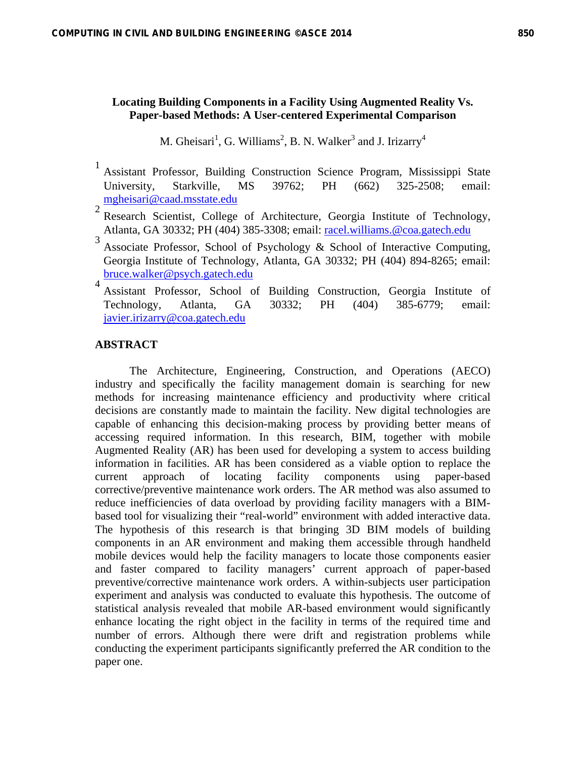# Locating Building Components in a Facility Using Augmented Reality Vs. Paper-based Methods: A User-centered Experimental Comparison

M. Gheisari[1], G. Williams[2], B. N. Walker[3] and J. Irizarry[4]

[1] Assistant Professor, Building Construction Science Program, Mississippi State University, Starkville, MS 39762; PH (662) 325-2508; email: mgheisari@caad.msstate.edu

[2] Research Scientist, College of Architecture, Georgia Institute of Technology, Atlanta, GA 30332; PH (404) 385-3308; email: racel.williams.@coa.gatech.edu

[3] Associate Professor, School of Psychology & School of Interactive Computing, Georgia Institute of Technology, Atlanta, GA 30332; PH (404) 894-8265; email: bruce.walker@psych.gatech.edu

[4] Assistant Professor, School of Building Construction, Georgia Institute of Technology, Atlanta, GA 30332; PH (404) 385-6779; email: javier.irizarry@coa.gatech.edu

## ABSTRACT

The Architecture, Engineering, Construction, and Operations (AECO) industry and specifically the facility management domain is searching for new methods for increasing maintenance efficiency and productivity where critical decisions are constantly made to maintain the facility. New digital technologies are capable of enhancing this decision-making process by providing better means of accessing required information. In this research, BIM, together with mobile Augmented Reality (AR) has been used for developing a system to access building information in facilities. AR has been considered as a viable option to replace the current approach of locating facility components using paper-based corrective/preventive maintenance work orders. The AR method was also assumed to reduce inefficiencies of data overload by providing facility managers with a BIM-based tool for visualizing their "real-world" environment with added interactive data. The hypothesis of this research is that bringing 3D BIM models of building components in an AR environment and making them accessible through handheld mobile devices would help the facility managers to locate those components easier and faster compared to facility managers' current approach of paper-based preventive/corrective maintenance work orders. A within-subjects user participation experiment and analysis was conducted to evaluate this hypothesis. The outcome of statistical analysis revealed that mobile AR-based environment would significantly enhance locating the right object in the facility in terms of the required time and number of errors. Although there were drift and registration problems while conducting the experiment participants significantly preferred the AR condition to the paper one.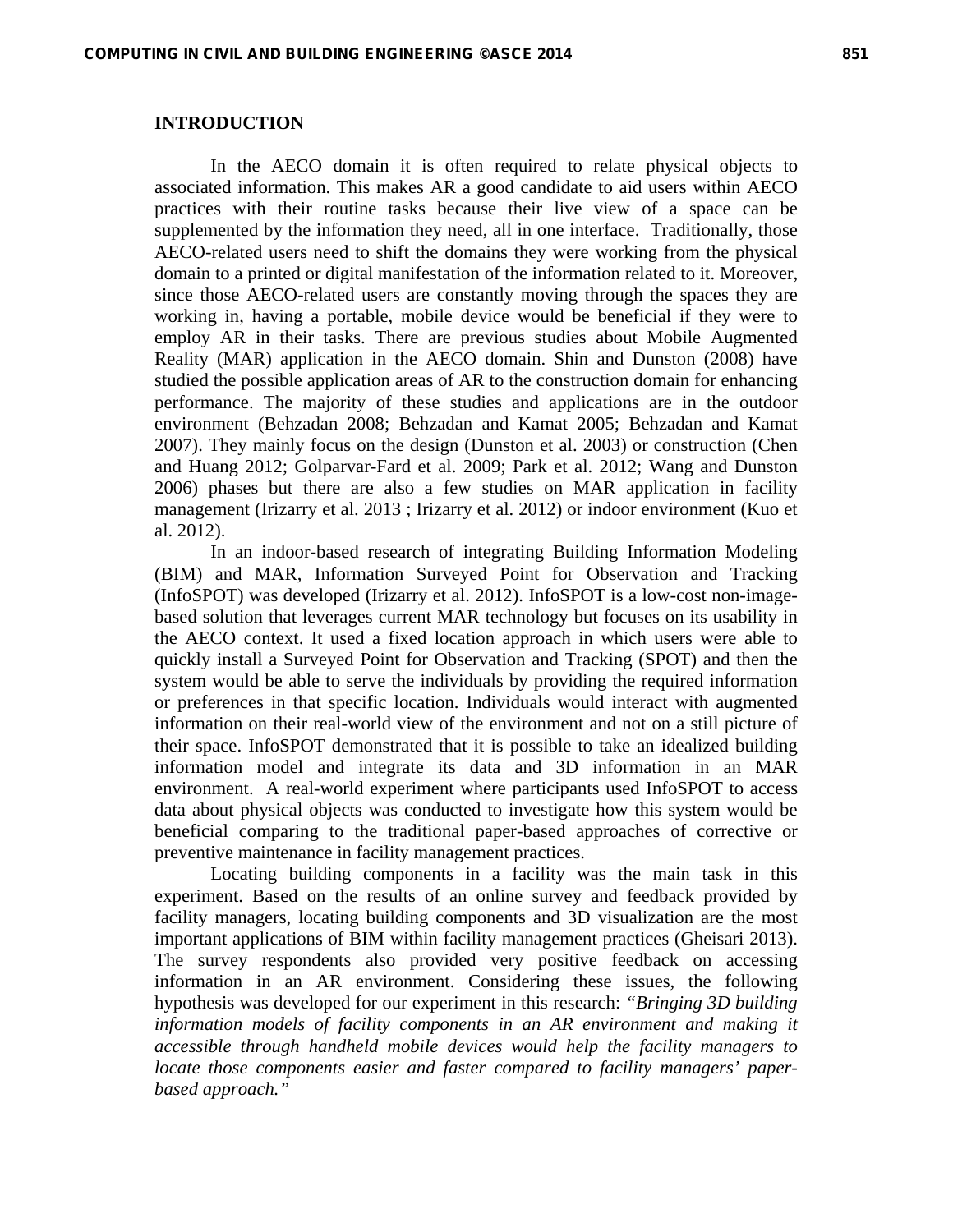## INTRODUCTION

In the AECO domain it is often required to relate physical objects to associated information. This makes AR a good candidate to aid users within AECO practices with their routine tasks because their live view of a space can be supplemented by the information they need, all in one interface. Traditionally, those AECO-related users need to shift the domains they were working from the physical domain to a printed or digital manifestation of the information related to it. Moreover, since those AECO-related users are constantly moving through the spaces they are working in, having a portable, mobile device would be beneficial if they were to employ AR in their tasks. There are previous studies about Mobile Augmented Reality (MAR) application in the AECO domain. Shin and Dunston (2008) have studied the possible application areas of AR to the construction domain for enhancing performance. The majority of these studies and applications are in the outdoor environment (Behzadan 2008; Behzadan and Kamat 2005; Behzadan and Kamat 2007). They mainly focus on the design (Dunston et al. 2003) or construction (Chen and Huang 2012; Golparvar-Fard et al. 2009; Park et al. 2012; Wang and Dunston 2006) phases but there are also a few studies on MAR application in facility management (Irizarry et al. 2013 ; Irizarry et al. 2012) or indoor environment (Kuo et al. 2012).

In an indoor-based research of integrating Building Information Modeling (BIM) and MAR, Information Surveyed Point for Observation and Tracking (InfoSPOT) was developed (Irizarry et al. 2012). InfoSPOT is a low-cost non-image-based solution that leverages current MAR technology but focuses on its usability in the AECO context. It used a fixed location approach in which users were able to quickly install a Surveyed Point for Observation and Tracking (SPOT) and then the system would be able to serve the individuals by providing the required information or preferences in that specific location. Individuals would interact with augmented information on their real-world view of the environment and not on a still picture of their space. InfoSPOT demonstrated that it is possible to take an idealized building information model and integrate its data and 3D information in an MAR environment. A real-world experiment where participants used InfoSPOT to access data about physical objects was conducted to investigate how this system would be beneficial comparing to the traditional paper-based approaches of corrective or preventive maintenance in facility management practices.

Locating building components in a facility was the main task in this experiment. Based on the results of an online survey and feedback provided by facility managers, locating building components and 3D visualization are the most important applications of BIM within facility management practices (Gheisari 2013). The survey respondents also provided very positive feedback on accessing information in an AR environment. Considering these issues, the following hypothesis was developed for our experiment in this research: *"Bringing 3D building information models of facility components in an AR environment and making it accessible through handheld mobile devices would help the facility managers to locate those components easier and faster compared to facility managers' paper-based approach."*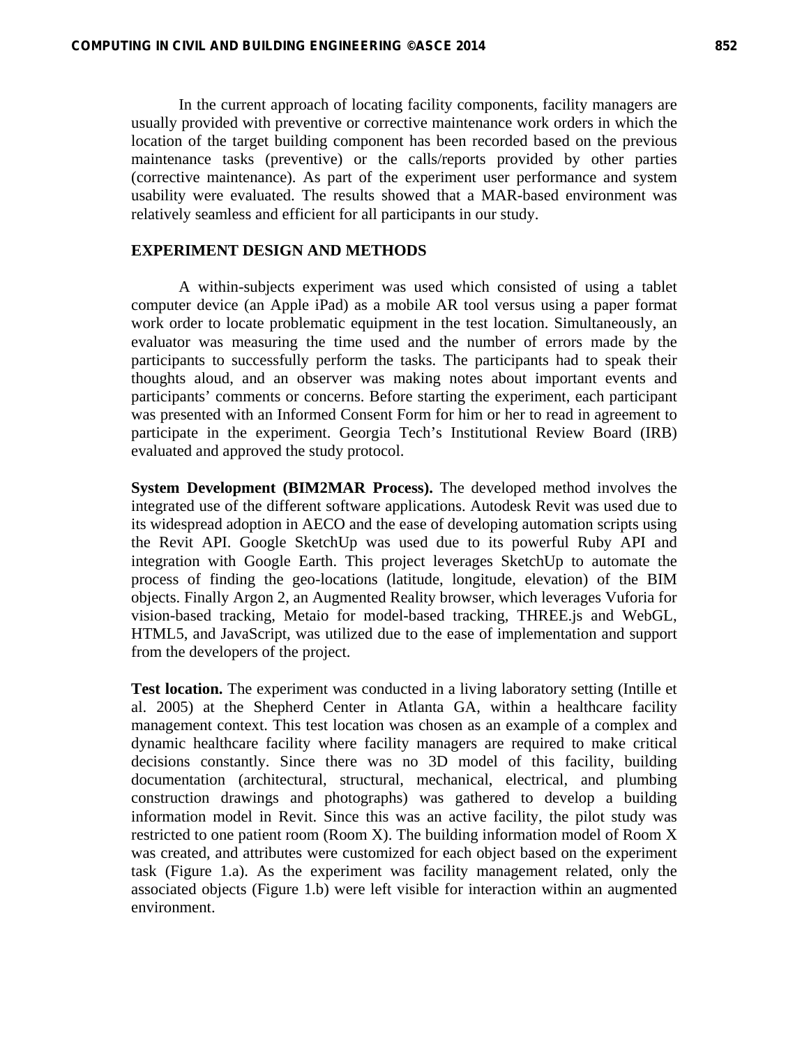In the current approach of locating facility components, facility managers are usually provided with preventive or corrective maintenance work orders in which the location of the target building component has been recorded based on the previous maintenance tasks (preventive) or the calls/reports provided by other parties (corrective maintenance). As part of the experiment user performance and system usability were evaluated. The results showed that a MAR-based environment was relatively seamless and efficient for all participants in our study.

## EXPERIMENT DESIGN AND METHODS

A within-subjects experiment was used which consisted of using a tablet computer device (an Apple iPad) as a mobile AR tool versus using a paper format work order to locate problematic equipment in the test location. Simultaneously, an evaluator was measuring the time used and the number of errors made by the participants to successfully perform the tasks. The participants had to speak their thoughts aloud, and an observer was making notes about important events and participants' comments or concerns. Before starting the experiment, each participant was presented with an Informed Consent Form for him or her to read in agreement to participate in the experiment. Georgia Tech's Institutional Review Board (IRB) evaluated and approved the study protocol.

**System Development (BIM2MAR Process).** The developed method involves the integrated use of the different software applications. Autodesk Revit was used due to its widespread adoption in AECO and the ease of developing automation scripts using the Revit API. Google SketchUp was used due to its powerful Ruby API and integration with Google Earth. This project leverages SketchUp to automate the process of finding the geo-locations (latitude, longitude, elevation) of the BIM objects. Finally Argon 2, an Augmented Reality browser, which leverages Vuforia for vision-based tracking, Metaio for model-based tracking, THREE.js and WebGL, HTML5, and JavaScript, was utilized due to the ease of implementation and support from the developers of the project.

**Test location.** The experiment was conducted in a living laboratory setting (Intille et al. 2005) at the Shepherd Center in Atlanta GA, within a healthcare facility management context. This test location was chosen as an example of a complex and dynamic healthcare facility where facility managers are required to make critical decisions constantly. Since there was no 3D model of this facility, building documentation (architectural, structural, mechanical, electrical, and plumbing construction drawings and photographs) was gathered to develop a building information model in Revit. Since this was an active facility, the pilot study was restricted to one patient room (Room X). The building information model of Room X was created, and attributes were customized for each object based on the experiment task (Figure 1.a). As the experiment was facility management related, only the associated objects (Figure 1.b) were left visible for interaction within an augmented environment.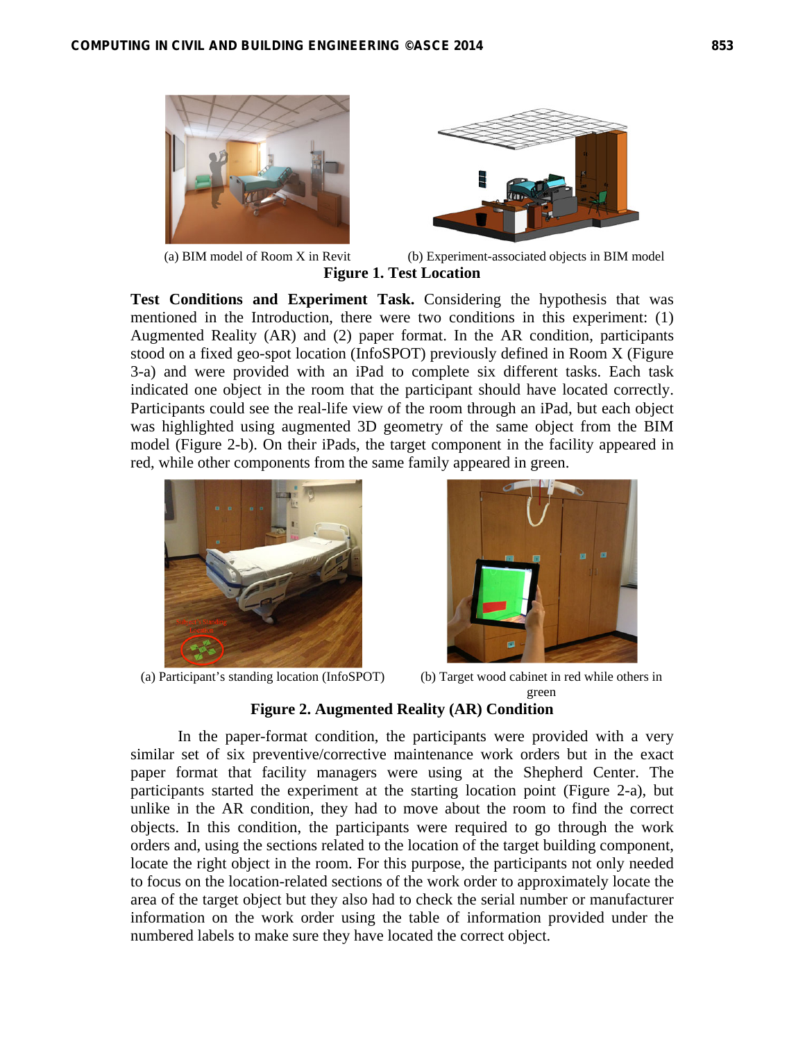(a) BIM model of Room X in Revit

(b) Experiment-associated objects in BIM model

**Figure 1. Test Location**

**Test Conditions and Experiment Task.** Considering the hypothesis that was mentioned in the Introduction, there were two conditions in this experiment: (1) Augmented Reality (AR) and (2) paper format. In the AR condition, participants stood on a fixed geo-spot location (InfoSPOT) previously defined in Room X (Figure 3-a) and were provided with an iPad to complete six different tasks. Each task indicated one object in the room that the participant should have located correctly. Participants could see the real-life view of the room through an iPad, but each object was highlighted using augmented 3D geometry of the same object from the BIM model (Figure 2-b). On their iPads, the target component in the facility appeared in red, while other components from the same family appeared in green.

(a) Participant's standing location (InfoSPOT)

(b) Target wood cabinet in red while others in green

**Figure 2. Augmented Reality (AR) Condition**

In the paper-format condition, the participants were provided with a very similar set of six preventive/corrective maintenance work orders but in the exact paper format that facility managers were using at the Shepherd Center. The participants started the experiment at the starting location point (Figure 2-a), but unlike in the AR condition, they had to move about the room to find the correct objects. In this condition, the participants were required to go through the work orders and, using the sections related to the location of the target building component, locate the right object in the room. For this purpose, the participants not only needed to focus on the location-related sections of the work order to approximately locate the area of the target object but they also had to check the serial number or manufacturer information on the work order using the table of information provided under the numbered labels to make sure they have located the correct object.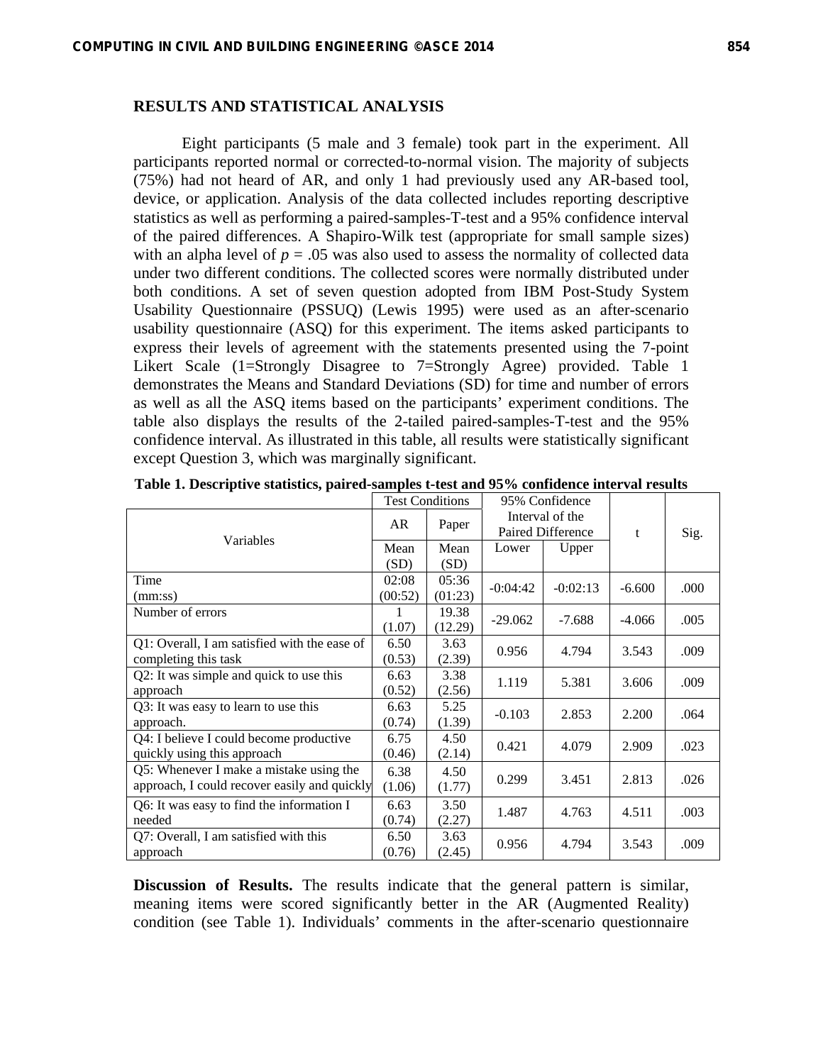## RESULTS AND STATISTICAL ANALYSIS

Eight participants (5 male and 3 female) took part in the experiment. All participants reported normal or corrected-to-normal vision. The majority of subjects (75%) had not heard of AR, and only 1 had previously used any AR-based tool, device, or application. Analysis of the data collected includes reporting descriptive statistics as well as performing a paired-samples-T-test and a 95% confidence interval of the paired differences. A Shapiro-Wilk test (appropriate for small sample sizes) with an alpha level of $p$ = .05 was also used to assess the normality of collected data under two different conditions. The collected scores were normally distributed under both conditions. A set of seven question adopted from IBM Post-Study System Usability Questionnaire (PSSUQ) (Lewis 1995) were used as an after-scenario usability questionnaire (ASQ) for this experiment. The items asked participants to express their levels of agreement with the statements presented using the 7-point Likert Scale (1=Strongly Disagree to 7=Strongly Agree) provided. Table 1 demonstrates the Means and Standard Deviations (SD) for time and number of errors as well as all the ASQ items based on the participants' experiment conditions. The table also displays the results of the 2-tailed paired-samples-T-test and the 95% confidence interval. As illustrated in this table, all results were statistically significant except Question 3, which was marginally significant.

**Table 1. Descriptive statistics, paired-samples t-test and 95% confidence interval results**

| Variables | Test Conditions | | 95% Confidence Interval of the Paired Difference | | t | Sig. |
|---|---|---|---|---|---|---|
| | AR | Paper | | | | |
| | Mean (SD) | Mean (SD) | Lower | Upper | | |
| Time (mm:ss) | 02:08 (00:52) | 05:36 (01:23) | -0:04:42 | -0:02:13 | -6.600 | .000 |
| Number of errors | 1 (1.07) | 19.38 (12.29) | -29.062 | -7.688 | -4.066 | .005 |
| Q1: Overall, I am satisfied with the ease of completing this task | 6.50 (0.53) | 3.63 (2.39) | 0.956 | 4.794 | 3.543 | .009 |
| Q2: It was simple and quick to use this approach | 6.63 (0.52) | 3.38 (2.56) | 1.119 | 5.381 | 3.606 | .009 |
| Q3: It was easy to learn to use this approach. | 6.63 (0.74) | 5.25 (1.39) | -0.103 | 2.853 | 2.200 | .064 |
| Q4: I believe I could become productive quickly using this approach | 6.75 (0.46) | 4.50 (2.14) | 0.421 | 4.079 | 2.909 | .023 |
| Q5: Whenever I make a mistake using the approach, I could recover easily and quickly | 6.38 (1.06) | 4.50 (1.77) | 0.299 | 3.451 | 2.813 | .026 |
| Q6: It was easy to find the information I needed | 6.63 (0.74) | 3.50 (2.27) | 1.487 | 4.763 | 4.511 | .003 |
| Q7: Overall, I am satisfied with this approach | 6.50 (0.76) | 3.63 (2.45) | 0.956 | 4.794 | 3.543 | .009 |

**Discussion of Results.** The results indicate that the general pattern is similar, meaning items were scored significantly better in the AR (Augmented Reality) condition (see Table 1). Individuals' comments in the after-scenario questionnaire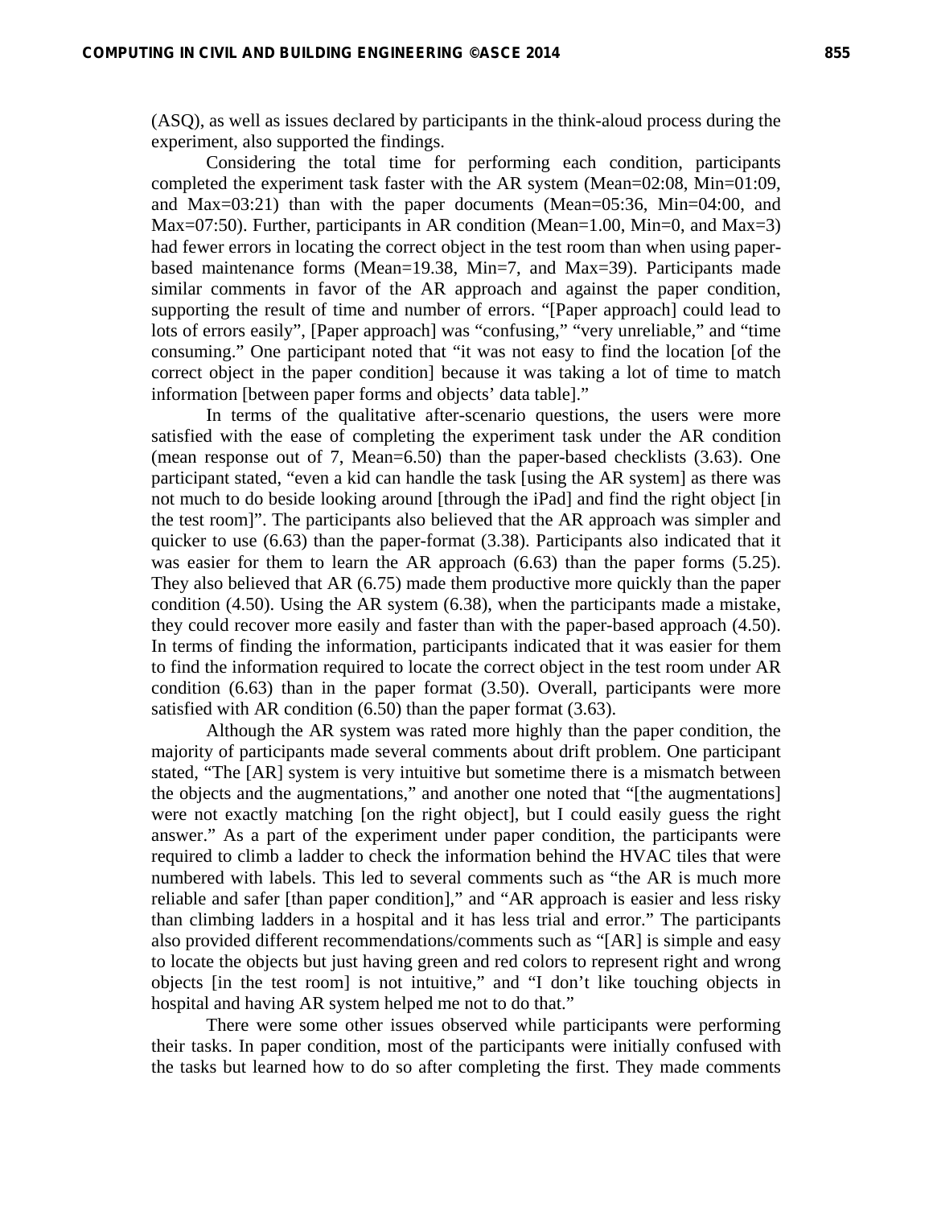(ASQ), as well as issues declared by participants in the think-aloud process during the experiment, also supported the findings.

Considering the total time for performing each condition, participants completed the experiment task faster with the AR system (Mean=02:08, Min=01:09, and Max=03:21) than with the paper documents (Mean=05:36, Min=04:00, and Max=07:50). Further, participants in AR condition (Mean=1.00, Min=0, and Max=3) had fewer errors in locating the correct object in the test room than when using paper-based maintenance forms (Mean=19.38, Min=7, and Max=39). Participants made similar comments in favor of the AR approach and against the paper condition, supporting the result of time and number of errors. "[Paper approach] could lead to lots of errors easily", [Paper approach] was "confusing," "very unreliable," and "time consuming." One participant noted that "it was not easy to find the location [of the correct object in the paper condition] because it was taking a lot of time to match information [between paper forms and objects' data table]."

In terms of the qualitative after-scenario questions, the users were more satisfied with the ease of completing the experiment task under the AR condition (mean response out of 7, Mean=6.50) than the paper-based checklists (3.63). One participant stated, "even a kid can handle the task [using the AR system] as there was not much to do beside looking around [through the iPad] and find the right object [in the test room]". The participants also believed that the AR approach was simpler and quicker to use (6.63) than the paper-format (3.38). Participants also indicated that it was easier for them to learn the AR approach (6.63) than the paper forms (5.25). They also believed that AR (6.75) made them productive more quickly than the paper condition (4.50). Using the AR system (6.38), when the participants made a mistake, they could recover more easily and faster than with the paper-based approach (4.50). In terms of finding the information, participants indicated that it was easier for them to find the information required to locate the correct object in the test room under AR condition (6.63) than in the paper format (3.50). Overall, participants were more satisfied with AR condition (6.50) than the paper format (3.63).

Although the AR system was rated more highly than the paper condition, the majority of participants made several comments about drift problem. One participant stated, "The [AR] system is very intuitive but sometime there is a mismatch between the objects and the augmentations," and another one noted that "[the augmentations] were not exactly matching [on the right object], but I could easily guess the right answer." As a part of the experiment under paper condition, the participants were required to climb a ladder to check the information behind the HVAC tiles that were numbered with labels. This led to several comments such as "the AR is much more reliable and safer [than paper condition]," and "AR approach is easier and less risky than climbing ladders in a hospital and it has less trial and error." The participants also provided different recommendations/comments such as "[AR] is simple and easy to locate the objects but just having green and red colors to represent right and wrong objects [in the test room] is not intuitive," and "I don't like touching objects in hospital and having AR system helped me not to do that."

There were some other issues observed while participants were performing their tasks. In paper condition, most of the participants were initially confused with the tasks but learned how to do so after completing the first. They made comments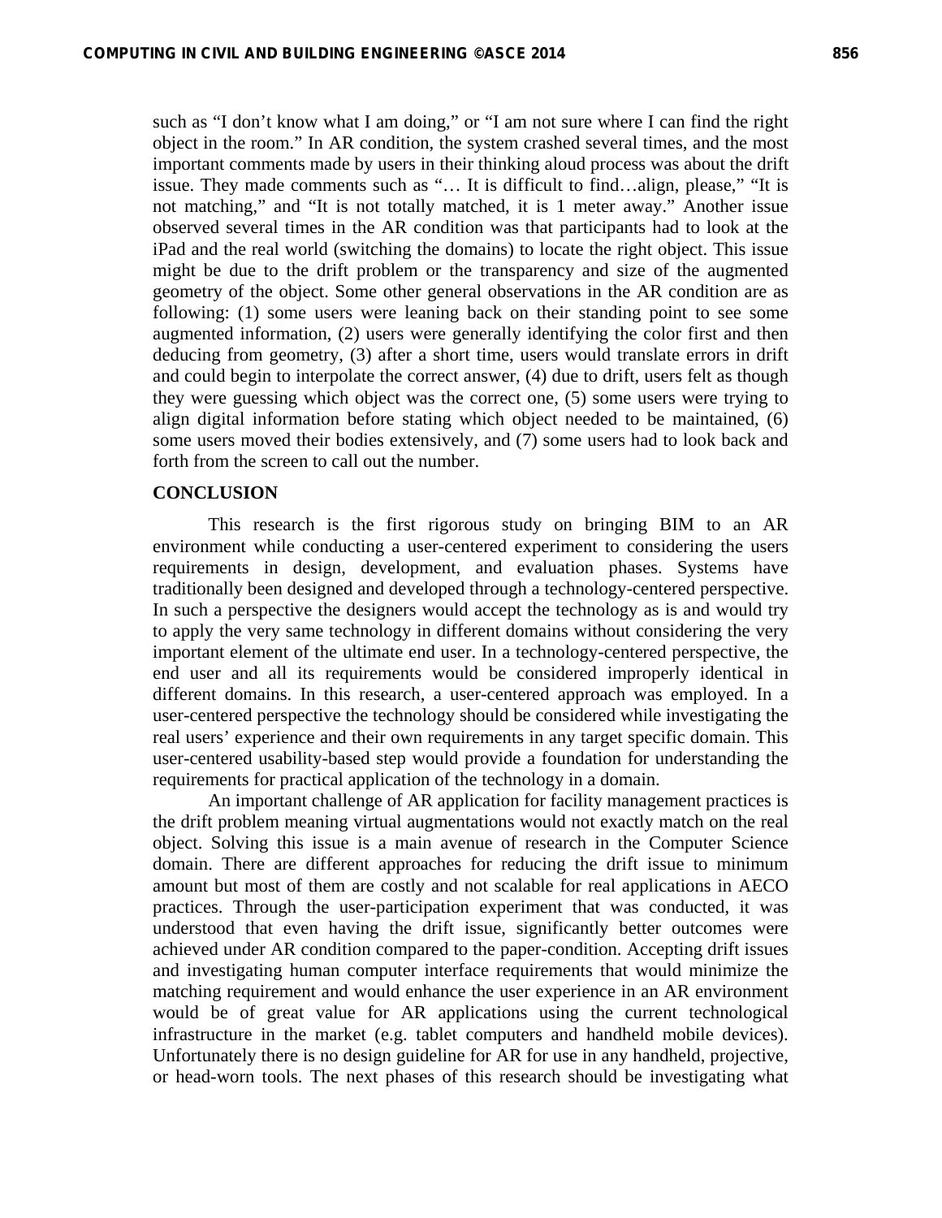such as "I don't know what I am doing," or "I am not sure where I can find the right object in the room." In AR condition, the system crashed several times, and the most important comments made by users in their thinking aloud process was about the drift issue. They made comments such as "… It is difficult to find…align, please," "It is not matching," and "It is not totally matched, it is 1 meter away." Another issue observed several times in the AR condition was that participants had to look at the iPad and the real world (switching the domains) to locate the right object. This issue might be due to the drift problem or the transparency and size of the augmented geometry of the object. Some other general observations in the AR condition are as following: (1) some users were leaning back on their standing point to see some augmented information, (2) users were generally identifying the color first and then deducing from geometry, (3) after a short time, users would translate errors in drift and could begin to interpolate the correct answer, (4) due to drift, users felt as though they were guessing which object was the correct one, (5) some users were trying to align digital information before stating which object needed to be maintained, (6) some users moved their bodies extensively, and (7) some users had to look back and forth from the screen to call out the number.

## CONCLUSION

This research is the first rigorous study on bringing BIM to an AR environment while conducting a user-centered experiment to considering the users requirements in design, development, and evaluation phases. Systems have traditionally been designed and developed through a technology-centered perspective. In such a perspective the designers would accept the technology as is and would try to apply the very same technology in different domains without considering the very important element of the ultimate end user. In a technology-centered perspective, the end user and all its requirements would be considered improperly identical in different domains. In this research, a user-centered approach was employed. In a user-centered perspective the technology should be considered while investigating the real users' experience and their own requirements in any target specific domain. This user-centered usability-based step would provide a foundation for understanding the requirements for practical application of the technology in a domain.

An important challenge of AR application for facility management practices is the drift problem meaning virtual augmentations would not exactly match on the real object. Solving this issue is a main avenue of research in the Computer Science domain. There are different approaches for reducing the drift issue to minimum amount but most of them are costly and not scalable for real applications in AECO practices. Through the user-participation experiment that was conducted, it was understood that even having the drift issue, significantly better outcomes were achieved under AR condition compared to the paper-condition. Accepting drift issues and investigating human computer interface requirements that would minimize the matching requirement and would enhance the user experience in an AR environment would be of great value for AR applications using the current technological infrastructure in the market (e.g. tablet computers and handheld mobile devices). Unfortunately there is no design guideline for AR for use in any handheld, projective, or head-worn tools. The next phases of this research should be investigating what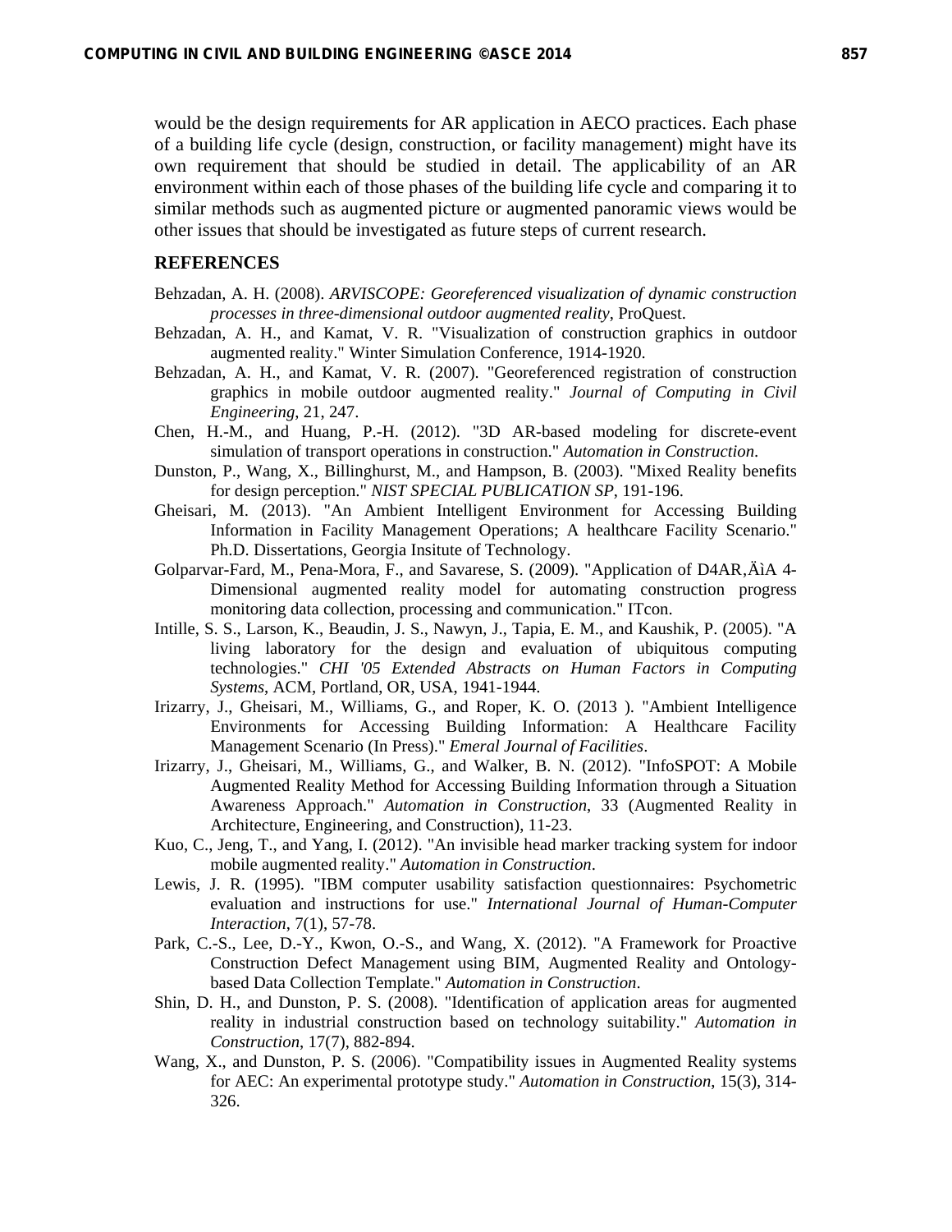would be the design requirements for AR application in AECO practices. Each phase of a building life cycle (design, construction, or facility management) might have its own requirement that should be studied in detail. The applicability of an AR environment within each of those phases of the building life cycle and comparing it to similar methods such as augmented picture or augmented panoramic views would be other issues that should be investigated as future steps of current research.

## REFERENCES

Behzadan, A. H. (2008). *ARVISCOPE: Georeferenced visualization of dynamic construction processes in three-dimensional outdoor augmented reality*, ProQuest.

Behzadan, A. H., and Kamat, V. R. "Visualization of construction graphics in outdoor augmented reality." Winter Simulation Conference, 1914-1920.

Behzadan, A. H., and Kamat, V. R. (2007). "Georeferenced registration of construction graphics in mobile outdoor augmented reality." *Journal of Computing in Civil Engineering*, 21, 247.

Chen, H.-M., and Huang, P.-H. (2012). "3D AR-based modeling for discrete-event simulation of transport operations in construction." *Automation in Construction*.

Dunston, P., Wang, X., Billinghurst, M., and Hampson, B. (2003). "Mixed Reality benefits for design perception." *NIST SPECIAL PUBLICATION SP*, 191-196.

Gheisari, M. (2013). "An Ambient Intelligent Environment for Accessing Building Information in Facility Management Operations; A healthcare Facility Scenario." Ph.D. Dissertations, Georgia Insitute of Technology.

Golparvar-Fard, M., Pena-Mora, F., and Savarese, S. (2009). "Application of D4AR‚ÄìA 4-Dimensional augmented reality model for automating construction progress monitoring data collection, processing and communication." ITcon.

Intille, S. S., Larson, K., Beaudin, J. S., Nawyn, J., Tapia, E. M., and Kaushik, P. (2005). "A living laboratory for the design and evaluation of ubiquitous computing technologies." *CHI '05 Extended Abstracts on Human Factors in Computing Systems*, ACM, Portland, OR, USA, 1941-1944.

Irizarry, J., Gheisari, M., Williams, G., and Roper, K. O. (2013 ). "Ambient Intelligence Environments for Accessing Building Information: A Healthcare Facility Management Scenario (In Press)." *Emeral Journal of Facilities*.

Irizarry, J., Gheisari, M., Williams, G., and Walker, B. N. (2012). "InfoSPOT: A Mobile Augmented Reality Method for Accessing Building Information through a Situation Awareness Approach." *Automation in Construction*, 33 (Augmented Reality in Architecture, Engineering, and Construction), 11-23.

Kuo, C., Jeng, T., and Yang, I. (2012). "An invisible head marker tracking system for indoor mobile augmented reality." *Automation in Construction*.

Lewis, J. R. (1995). "IBM computer usability satisfaction questionnaires: Psychometric evaluation and instructions for use." *International Journal of Human-Computer Interaction*, 7(1), 57-78.

Park, C.-S., Lee, D.-Y., Kwon, O.-S., and Wang, X. (2012). "A Framework for Proactive Construction Defect Management using BIM, Augmented Reality and Ontology-based Data Collection Template." *Automation in Construction*.

Shin, D. H., and Dunston, P. S. (2008). "Identification of application areas for augmented reality in industrial construction based on technology suitability." *Automation in Construction*, 17(7), 882-894.

Wang, X., and Dunston, P. S. (2006). "Compatibility issues in Augmented Reality systems for AEC: An experimental prototype study." *Automation in Construction*, 15(3), 314-326.